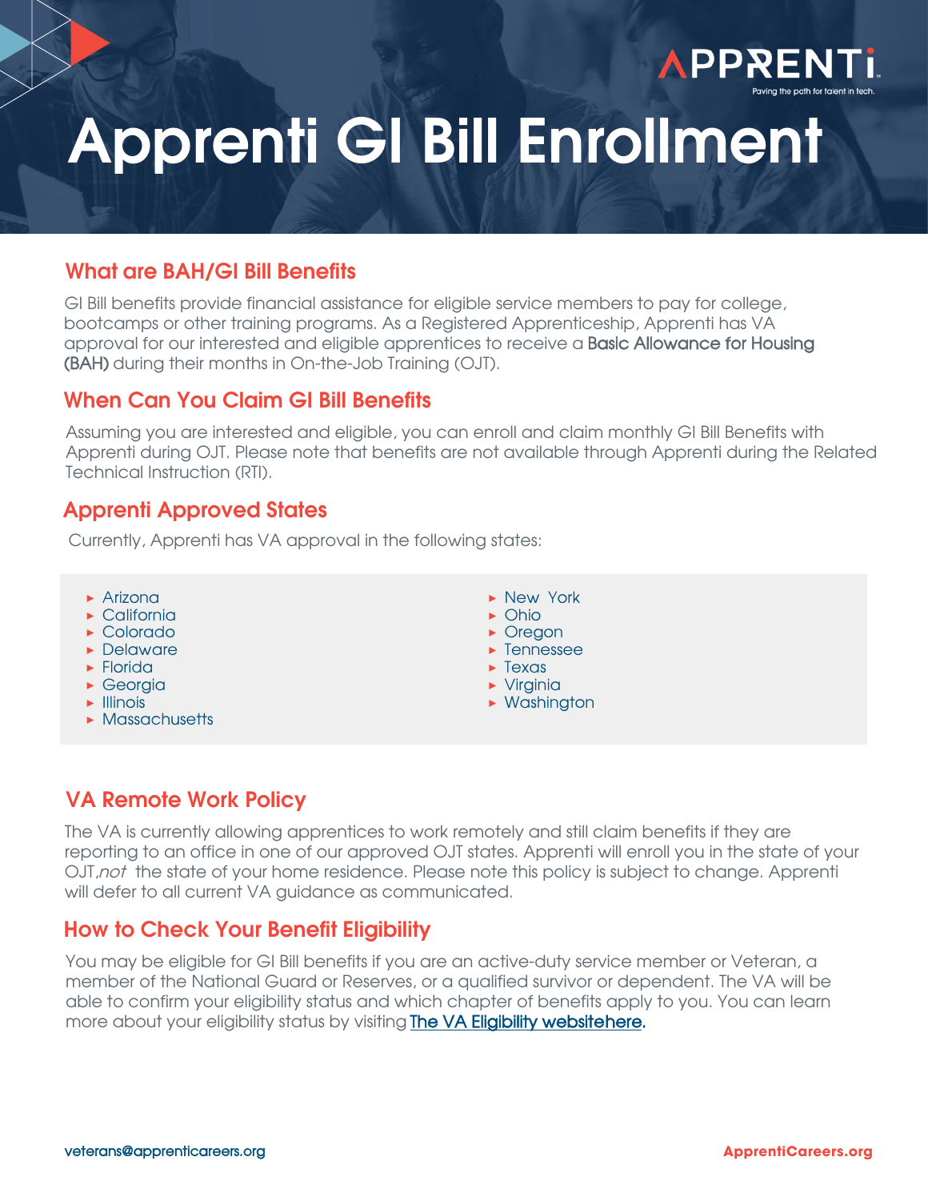APPRENTI

Paving the path for talent in tech.

# Apprenti GI Bill Enrollment

## What are BAH/GI Bill Benefits

GI Bill benefits provide financial assistance for eligible service members to pay for college, bootcamps or other training programs. As a Registered Apprenticeship, Apprenti has VA approval for our interested and eligible apprentices to receive a **Basic Allowance for Housing (BAH)** during their months in On-the-Job Training (OJT).

## When Can You Claim GI Bill Benefits

Assuming you are interested and eligible, you can enroll and claim monthly GI Bill Benefits with Apprenti during OJT. Please note that benefits are not available through Apprenti during the Related Technical Instruction (RTI).

## Apprenti Approved States

Currently, Apprenti has VA approval in the following states:

- Arizona
- California
- Colorado
- Delaware
- Florida
- Georgia
- Illinois
- Massachusetts
- New York
- Ohio
- Oregon
- Tennessee
- Texas
- Virginia
- Washington

## VA Remote Work Policy

The VA is currently allowing apprentices to work remotely and still claim benefits if they are reporting to an office in one of our approved OJT states. Apprenti will enroll you in the state of your OJT, *not* the state of your home residence. Please note this policy is subject to change. Apprenti will defer to all current VA guidance as communicated.

## How to Check Your Benefit Eligibility

You may be eligible for GI Bill benefits if you are an active-duty service member or Veteran, a member of the National Guard or Reserves, or a qualified survivor or dependent. The VA will be able to confirm your eligibility status and which chapter of benefits apply to you. You can learn more about your eligibility status by visiting The VA Eligibility websitehere.

veterans@apprenticareers.org

ApprentiCareers.org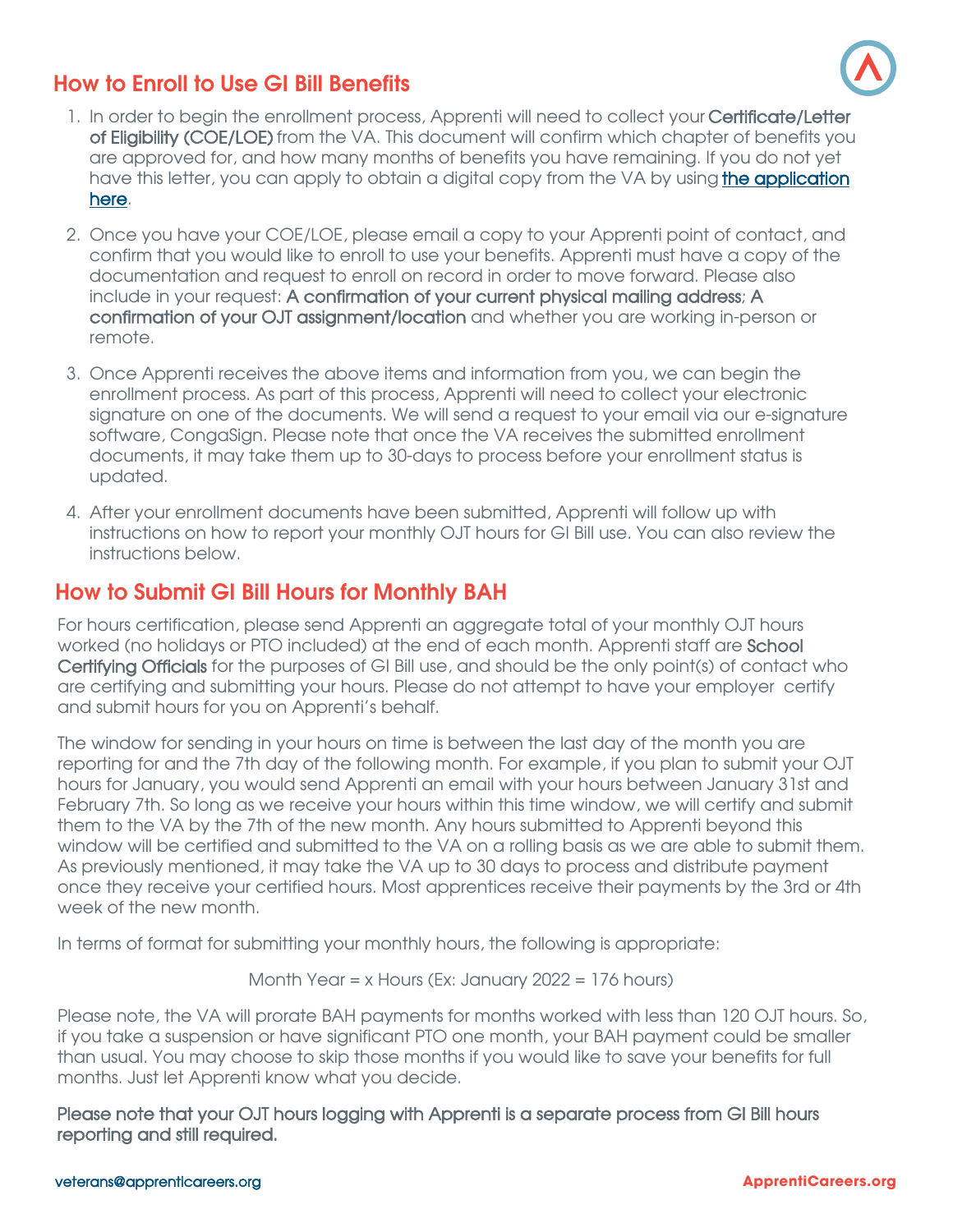## How to Enroll to Use GI Bill Benefits

1. In order to begin the enrollment process, Apprenti will need to collect your **Certificate/Letter of Eligibility (COE/LOE)** from the VA. This document will confirm which chapter of benefits you are approved for, and how many months of benefits you have remaining. If you do not yet have this letter, you can apply to obtain a digital copy from the VA by using [the application here](#).

2. Once you have your COE/LOE, please email a copy to your Apprenti point of contact, and confirm that you would like to enroll to use your benefits. Apprenti must have a copy of the documentation and request to enroll on record in order to move forward. Please also include in your request: **A confirmation of your current physical mailing address**; **A confirmation of your OJT assignment/location** and whether you are working in-person or remote.

3. Once Apprenti receives the above items and information from you, we can begin the enrollment process. As part of this process, Apprenti will need to collect your electronic signature on one of the documents. We will send a request to your email via our e-signature software, CongaSign. Please note that once the VA receives the submitted enrollment documents, it may take them up to 30-days to process before your enrollment status is updated.

4. After your enrollment documents have been submitted, Apprenti will follow up with instructions on how to report your monthly OJT hours for GI Bill use. You can also review the instructions below.

## How to Submit GI Bill Hours for Monthly BAH

For hours certification, please send Apprenti an aggregate total of your monthly OJT hours worked (no holidays or PTO included) at the end of each month. Apprenti staff are **School Certifying Officials** for the purposes of GI Bill use, and should be the only point(s) of contact who are certifying and submitting your hours. Please do not attempt to have your employer certify and submit hours for you on Apprenti's behalf.

The window for sending in your hours on time is between the last day of the month you are reporting for and the 7th day of the following month. For example, if you plan to submit your OJT hours for January, you would send Apprenti an email with your hours between January 31st and February 7th. So long as we receive your hours within this time window, we will certify and submit them to the VA by the 7th of the new month. Any hours submitted to Apprenti beyond this window will be certified and submitted to the VA on a rolling basis as we are able to submit them. As previously mentioned, it may take the VA up to 30 days to process and distribute payment once they receive your certified hours. Most apprentices receive their payments by the 3rd or 4th week of the new month.

In terms of format for submitting your monthly hours, the following is appropriate:

Month Year = x Hours (Ex: January 2022 = 176 hours)

Please note, the VA will prorate BAH payments for months worked with less than 120 OJT hours. So, if you take a suspension or have significant PTO one month, your BAH payment could be smaller than usual. You may choose to skip those months if you would like to save your benefits for full months. Just let Apprenti know what you decide.

**Please note that your OJT hours logging with Apprenti is a separate process from GI Bill hours reporting and still required.**

veterans@apprenticareers.org

ApprentiCareers.org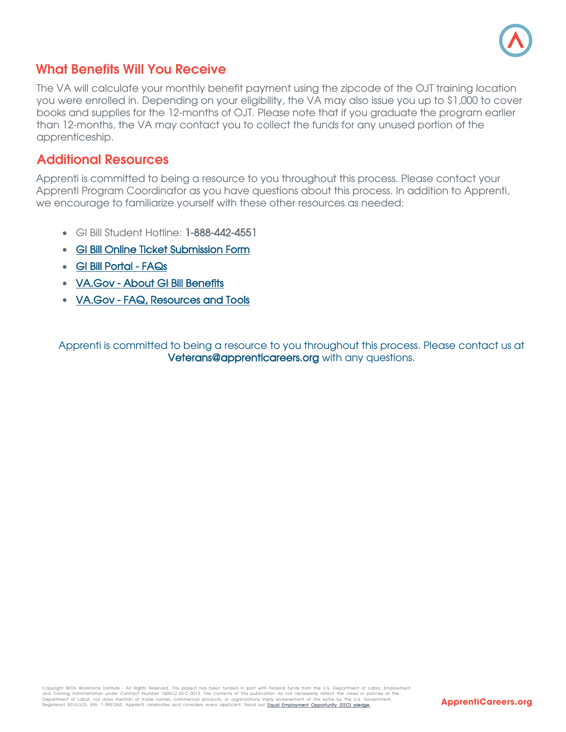## What Benefits Will You Receive

The VA will calculate your monthly benefit payment using the zipcode of the OJT training location you were enrolled in. Depending on your eligibility, the VA may also issue you up to $1,000 to cover books and supplies for the 12-months of OJT. Please note that if you graduate the program earlier than 12-months, the VA may contact you to collect the funds for any unused portion of the apprenticeship.

## Additional Resources

Apprenti is committed to being a resource to you throughout this process. Please contact your Apprenti Program Coordinator as you have questions about this process. In addition to Apprenti, we encourage to familiarize yourself with these other resources as needed:

- GI Bill Student Hotline: 1-888-442-4551
- GI Bill Online Ticket Submission Form
- GI Bill Portal - FAQs
- VA.Gov - About GI Bill Benefits
- VA.Gov - FAQ, Resources and Tools

Apprenti is committed to being a resource to you throughout this process. Please contact us at Veterans@apprenticareers.org with any questions.

Copyright WTIA Workforce Institute - All Rights Reserved. This project has been funded in part with Federal funds from the U.S. Department of Labor, Employment and Training Administration under Contract Number 1605C2-20-C-0013. The contents of this publication do not necessarily reflect the views or policies of the Department of Labor, nor does mention of trade names, commercial products, or organizations imply endorsement of the same by the U.S. Government. Registered 501(c)(3). EIN: 7-3951262. Apprenti celebrates and considers every applicant. Read our Equal Employment Opportunity (EEO) pledge.

ApprentiCareers.org